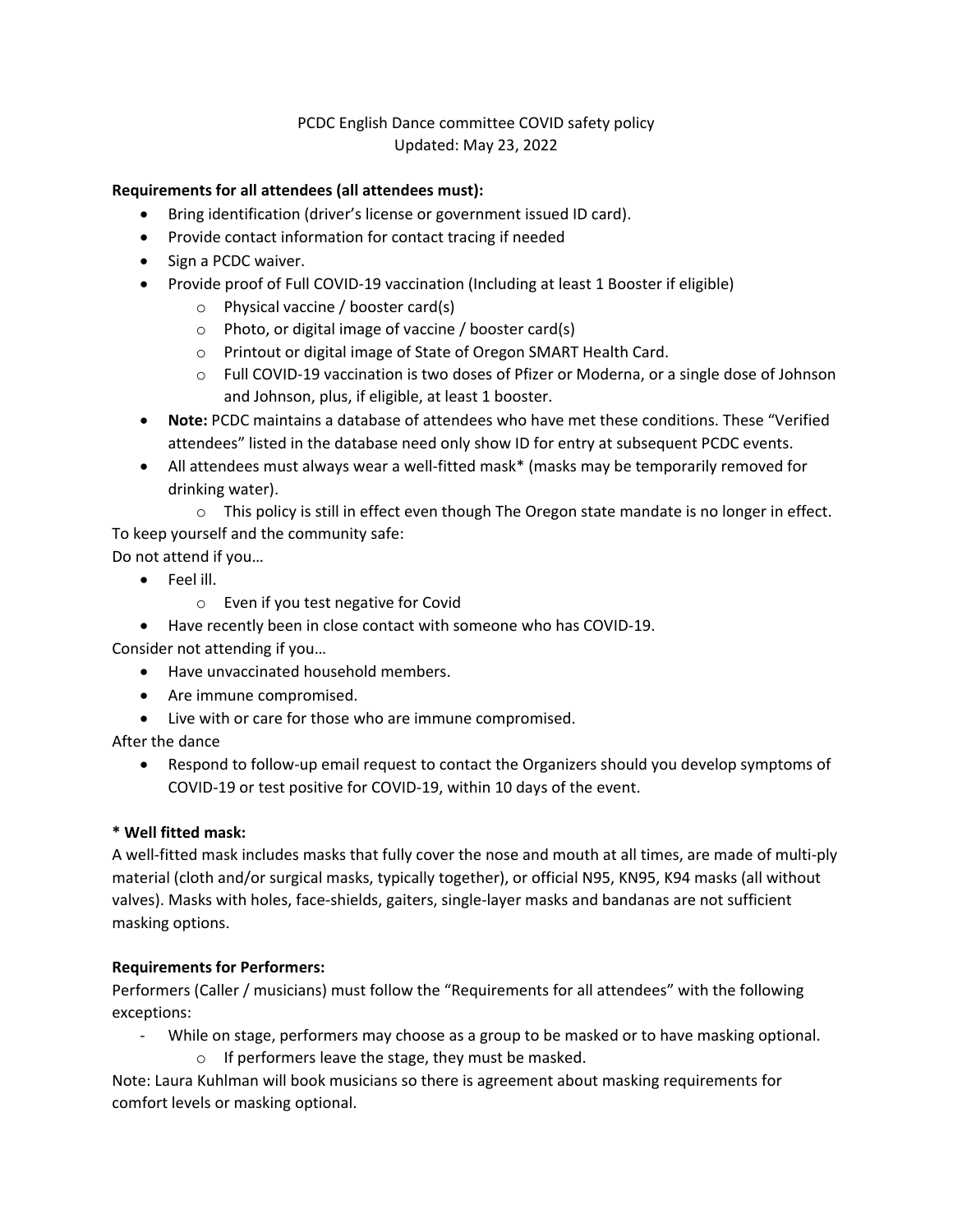PCDC English Dance committee COVID safety policy
Updated: May 23, 2022

**Requirements for all attendees (all attendees must):**

- Bring identification (driver's license or government issued ID card).
- Provide contact information for contact tracing if needed
- Sign a PCDC waiver.
- Provide proof of Full COVID-19 vaccination (Including at least 1 Booster if eligible)
  - Physical vaccine / booster card(s)
  - Photo, or digital image of vaccine / booster card(s)
  - Printout or digital image of State of Oregon SMART Health Card.
  - Full COVID-19 vaccination is two doses of Pfizer or Moderna, or a single dose of Johnson and Johnson, plus, if eligible, at least 1 booster.
- **Note:** PCDC maintains a database of attendees who have met these conditions. These "Verified attendees" listed in the database need only show ID for entry at subsequent PCDC events.
- All attendees must always wear a well-fitted mask* (masks may be temporarily removed for drinking water).
  - This policy is still in effect even though The Oregon state mandate is no longer in effect.

To keep yourself and the community safe:

Do not attend if you…

- Feel ill.
  - Even if you test negative for Covid
- Have recently been in close contact with someone who has COVID-19.

Consider not attending if you…

- Have unvaccinated household members.
- Are immune compromised.
- Live with or care for those who are immune compromised.

After the dance

- Respond to follow-up email request to contact the Organizers should you develop symptoms of COVID-19 or test positive for COVID-19, within 10 days of the event.

**\* Well fitted mask:**

A well-fitted mask includes masks that fully cover the nose and mouth at all times, are made of multi-ply material (cloth and/or surgical masks, typically together), or official N95, KN95, K94 masks (all without valves). Masks with holes, face-shields, gaiters, single-layer masks and bandanas are not sufficient masking options.

**Requirements for Performers:**

Performers (Caller / musicians) must follow the "Requirements for all attendees" with the following exceptions:

- While on stage, performers may choose as a group to be masked or to have masking optional.
  - If performers leave the stage, they must be masked.

Note: Laura Kuhlman will book musicians so there is agreement about masking requirements for comfort levels or masking optional.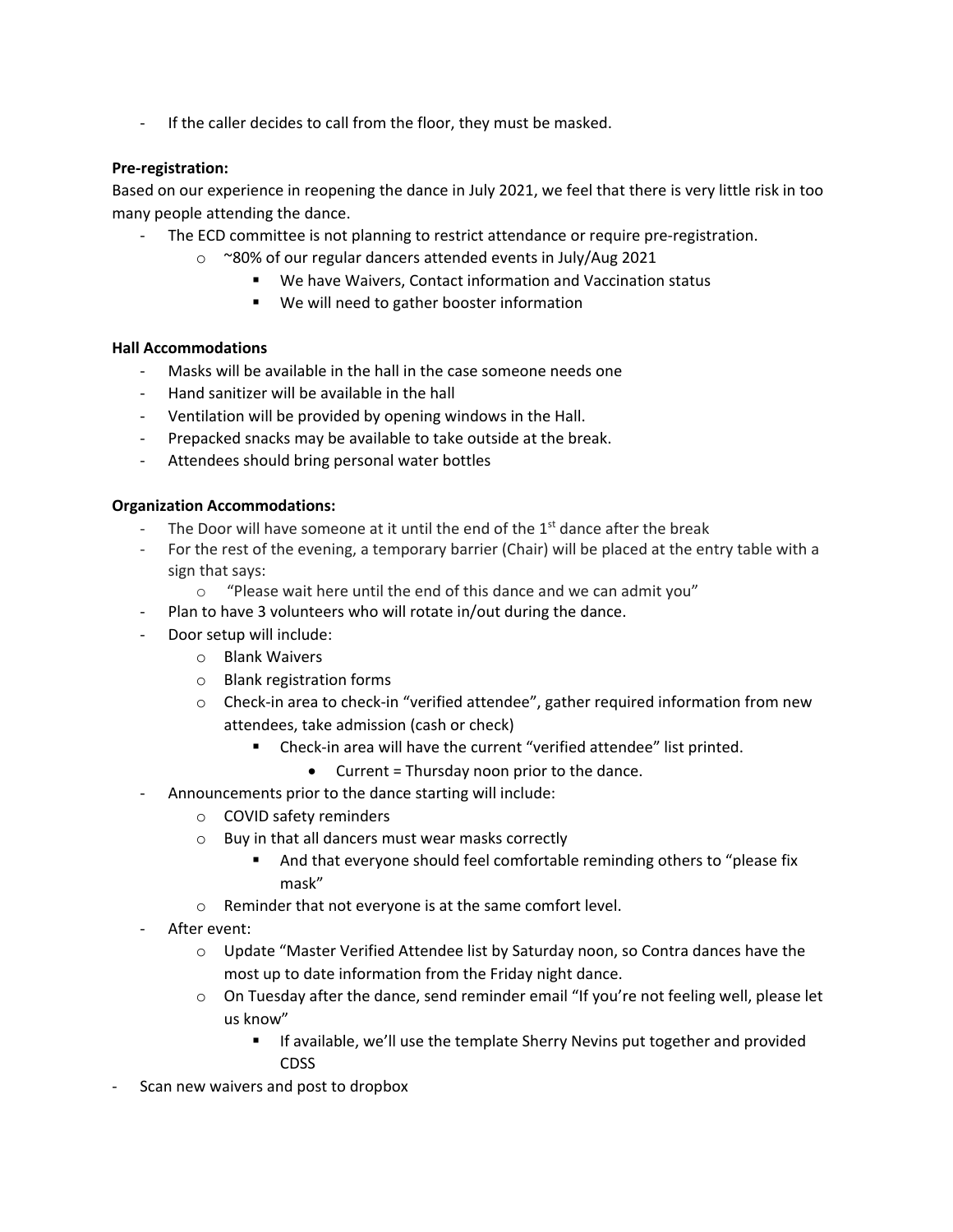- If the caller decides to call from the floor, they must be masked.

**Pre-registration:**

Based on our experience in reopening the dance in July 2021, we feel that there is very little risk in too many people attending the dance.

- The ECD committee is not planning to restrict attendance or require pre-registration.
    - ~80% of our regular dancers attended events in July/Aug 2021
        - We have Waivers, Contact information and Vaccination status
        - We will need to gather booster information

**Hall Accommodations**

- Masks will be available in the hall in the case someone needs one
- Hand sanitizer will be available in the hall
- Ventilation will be provided by opening windows in the Hall.
- Prepacked snacks may be available to take outside at the break.
- Attendees should bring personal water bottles

**Organization Accommodations:**

- The Door will have someone at it until the end of the 1st dance after the break
- For the rest of the evening, a temporary barrier (Chair) will be placed at the entry table with a sign that says:
    - "Please wait here until the end of this dance and we can admit you"
- Plan to have 3 volunteers who will rotate in/out during the dance.
- Door setup will include:
    - Blank Waivers
    - Blank registration forms
    - Check-in area to check-in "verified attendee", gather required information from new attendees, take admission (cash or check)
        - Check-in area will have the current "verified attendee" list printed.
            - Current = Thursday noon prior to the dance.
- Announcements prior to the dance starting will include:
    - COVID safety reminders
    - Buy in that all dancers must wear masks correctly
        - And that everyone should feel comfortable reminding others to "please fix mask"
    - Reminder that not everyone is at the same comfort level.
- After event:
    - Update "Master Verified Attendee list by Saturday noon, so Contra dances have the most up to date information from the Friday night dance.
    - On Tuesday after the dance, send reminder email "If you're not feeling well, please let us know"
        - If available, we'll use the template Sherry Nevins put together and provided CDSS
- Scan new waivers and post to dropbox